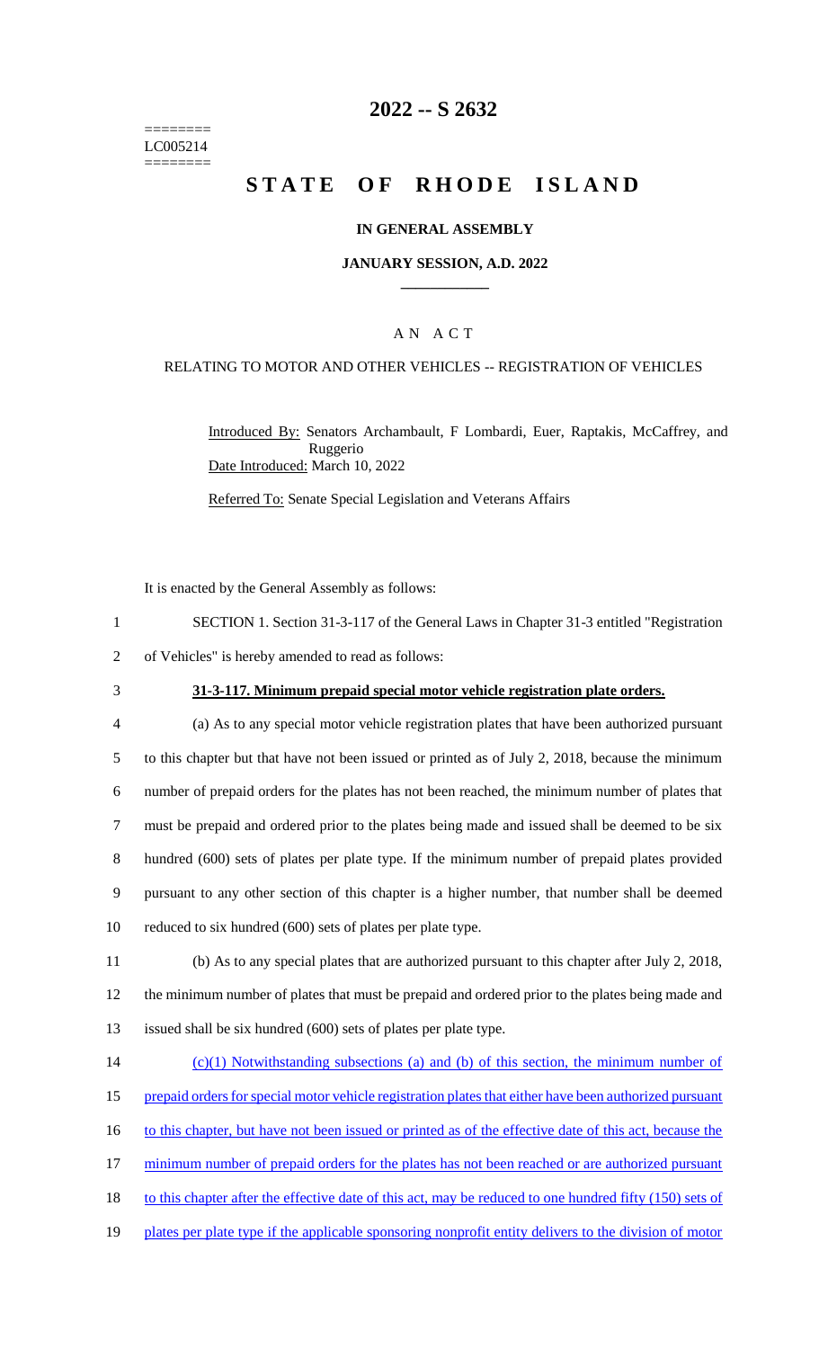========
LC005214
========

# 2022 -- S 2632

# STATE OF RHODE ISLAND

## IN GENERAL ASSEMBLY

### JANUARY SESSION, A.D. 2022

---

### A N A C T

RELATING TO MOTOR AND OTHER VEHICLES -- REGISTRATION OF VEHICLES

Introduced By: Senators Archambault, F Lombardi, Euer, Raptakis, McCaffrey, and Ruggerio

Date Introduced: March 10, 2022

Referred To: Senate Special Legislation and Veterans Affairs

It is enacted by the General Assembly as follows:

1 SECTION 1. Section 31-3-117 of the General Laws in Chapter 31-3 entitled "Registration
2 of Vehicles" is hereby amended to read as follows:

3 **31-3-117. Minimum prepaid special motor vehicle registration plate orders.**

4 (a) As to any special motor vehicle registration plates that have been authorized pursuant
5 to this chapter but that have not been issued or printed as of July 2, 2018, because the minimum
6 number of prepaid orders for the plates has not been reached, the minimum number of plates that
7 must be prepaid and ordered prior to the plates being made and issued shall be deemed to be six
8 hundred (600) sets of plates per plate type. If the minimum number of prepaid plates provided
9 pursuant to any other section of this chapter is a higher number, that number shall be deemed
10 reduced to six hundred (600) sets of plates per plate type.

11 (b) As to any special plates that are authorized pursuant to this chapter after July 2, 2018,
12 the minimum number of plates that must be prepaid and ordered prior to the plates being made and
13 issued shall be six hundred (600) sets of plates per plate type.

14 (c)(1) Notwithstanding subsections (a) and (b) of this section, the minimum number of
15 prepaid orders for special motor vehicle registration plates that either have been authorized pursuant
16 to this chapter, but have not been issued or printed as of the effective date of this act, because the
17 minimum number of prepaid orders for the plates has not been reached or are authorized pursuant
18 to this chapter after the effective date of this act, may be reduced to one hundred fifty (150) sets of
19 plates per plate type if the applicable sponsoring nonprofit entity delivers to the division of motor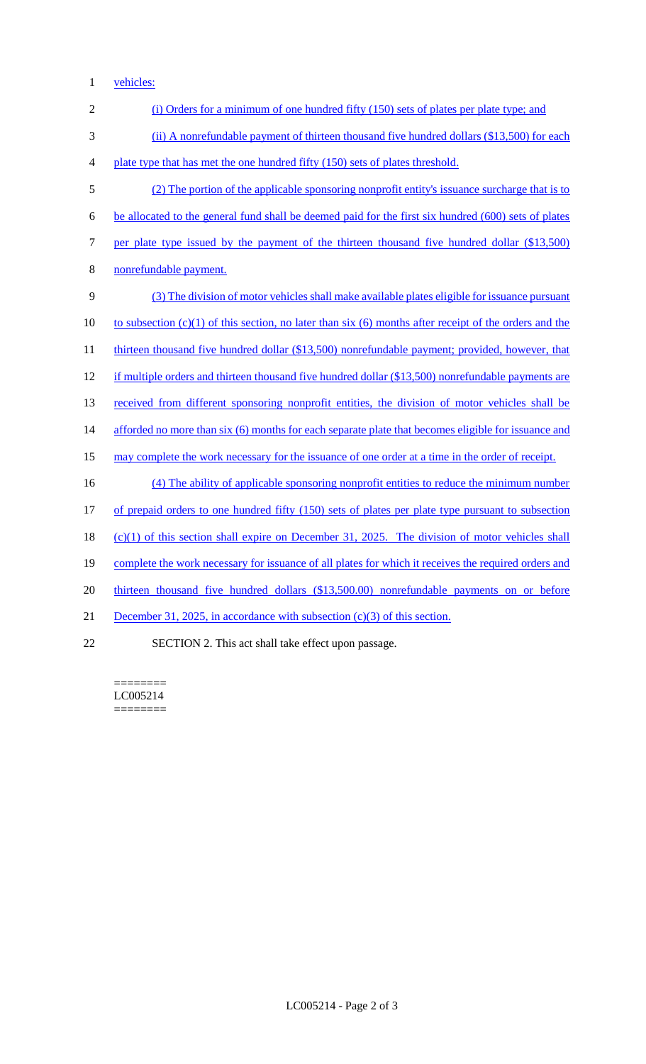vehicles:

(i) Orders for a minimum of one hundred fifty (150) sets of plates per plate type; and

(ii) A nonrefundable payment of thirteen thousand five hundred dollars ($13,500) for each plate type that has met the one hundred fifty (150) sets of plates threshold.

(2) The portion of the applicable sponsoring nonprofit entity's issuance surcharge that is to be allocated to the general fund shall be deemed paid for the first six hundred (600) sets of plates per plate type issued by the payment of the thirteen thousand five hundred dollar ($13,500) nonrefundable payment.

(3) The division of motor vehicles shall make available plates eligible for issuance pursuant to subsection (c)(1) of this section, no later than six (6) months after receipt of the orders and the thirteen thousand five hundred dollar ($13,500) nonrefundable payment; provided, however, that if multiple orders and thirteen thousand five hundred dollar ($13,500) nonrefundable payments are received from different sponsoring nonprofit entities, the division of motor vehicles shall be afforded no more than six (6) months for each separate plate that becomes eligible for issuance and may complete the work necessary for the issuance of one order at a time in the order of receipt.

(4) The ability of applicable sponsoring nonprofit entities to reduce the minimum number of prepaid orders to one hundred fifty (150) sets of plates per plate type pursuant to subsection (c)(1) of this section shall expire on December 31, 2025. The division of motor vehicles shall complete the work necessary for issuance of all plates for which it receives the required orders and thirteen thousand five hundred dollars ($13,500.00) nonrefundable payments on or before December 31, 2025, in accordance with subsection (c)(3) of this section.

SECTION 2. This act shall take effect upon passage.

========
LC005214
========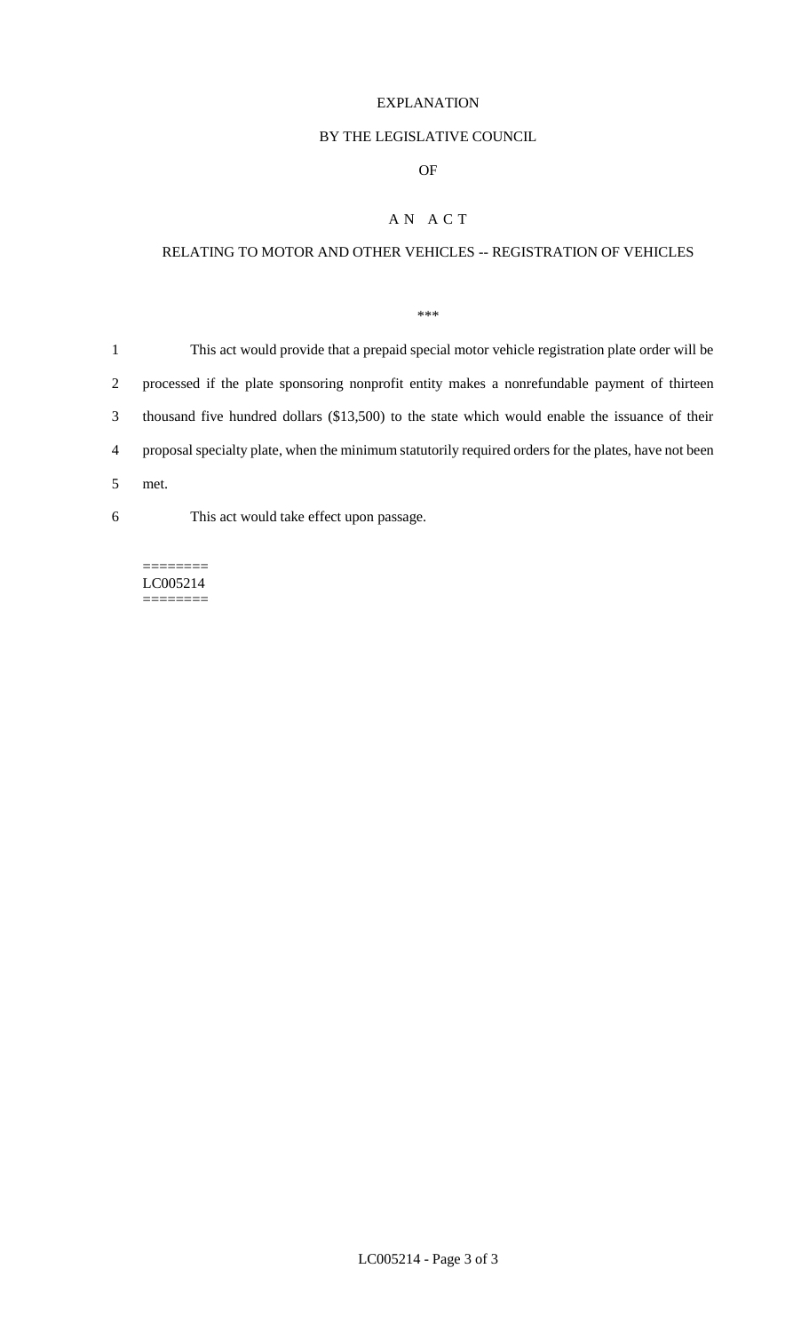EXPLANATION

BY THE LEGISLATIVE COUNCIL

OF

A N A C T

RELATING TO MOTOR AND OTHER VEHICLES -- REGISTRATION OF VEHICLES

\*\*\*

This act would provide that a prepaid special motor vehicle registration plate order will be processed if the plate sponsoring nonprofit entity makes a nonrefundable payment of thirteen thousand five hundred dollars ($13,500) to the state which would enable the issuance of their proposal specialty plate, when the minimum statutorily required orders for the plates, have not been met.

This act would take effect upon passage.

========
LC005214
========